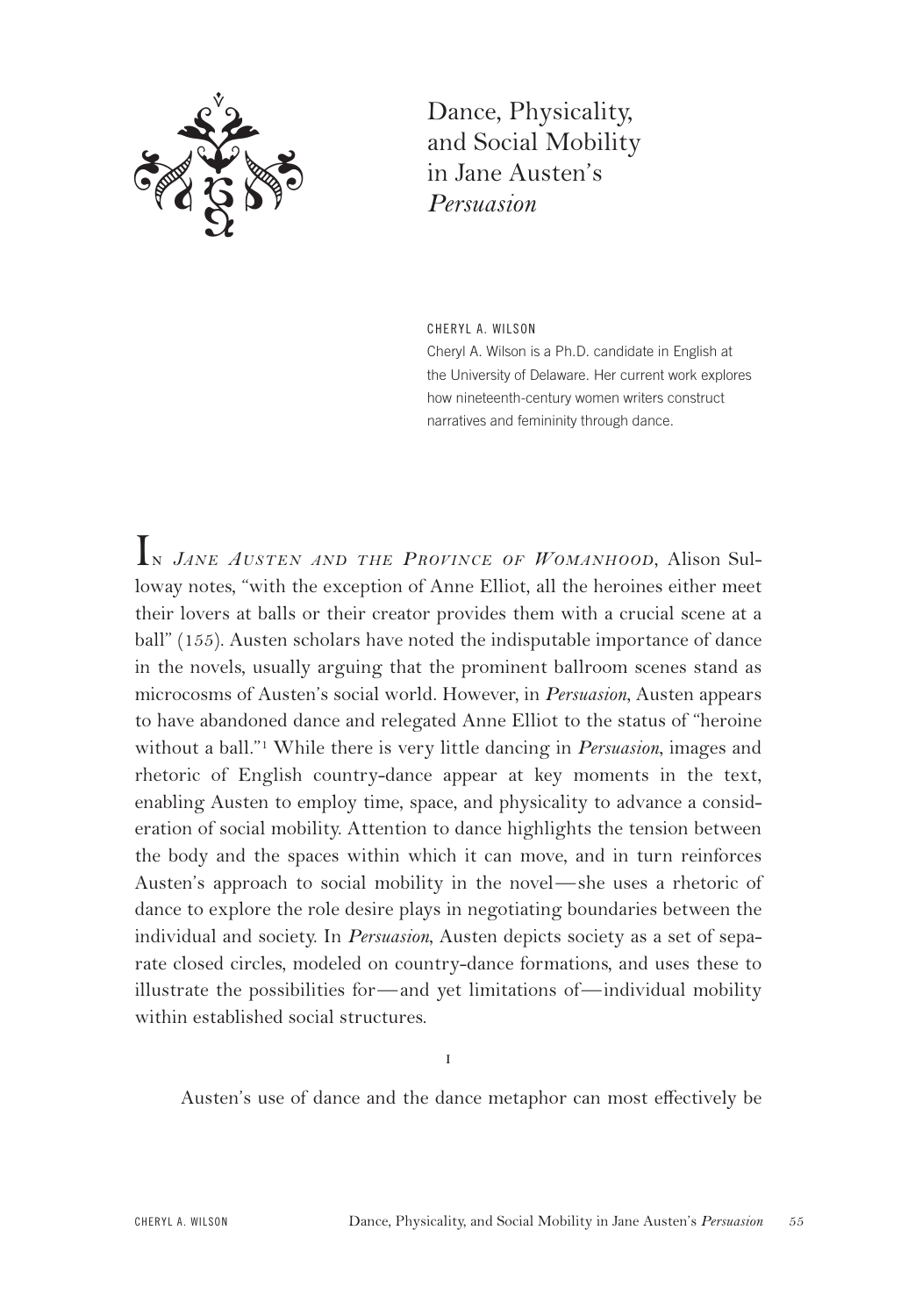# Dance, Physicality, and Social Mobility in Jane Austen's *Persuasion*

CHERYL A. WILSON

Cheryl A. Wilson is a Ph.D. candidate in English at the University of Delaware. Her current work explores how nineteenth-century women writers construct narratives and femininity through dance.

In *Jane Austen and the Province of Womanhood*, Alison Sulloway notes, "with the exception of Anne Elliot, all the heroines either meet their lovers at balls or their creator provides them with a crucial scene at a ball" (155). Austen scholars have noted the indisputable importance of dance in the novels, usually arguing that the prominent ballroom scenes stand as microcosms of Austen's social world. However, in *Persuasion*, Austen appears to have abandoned dance and relegated Anne Elliot to the status of "heroine without a ball."[1] While there is very little dancing in *Persuasion*, images and rhetoric of English country-dance appear at key moments in the text, enabling Austen to employ time, space, and physicality to advance a consideration of social mobility. Attention to dance highlights the tension between the body and the spaces within which it can move, and in turn reinforces Austen's approach to social mobility in the novel—she uses a rhetoric of dance to explore the role desire plays in negotiating boundaries between the individual and society. In *Persuasion*, Austen depicts society as a set of separate closed circles, modeled on country-dance formations, and uses these to illustrate the possibilities for—and yet limitations of—individual mobility within established social structures.

I

Austen's use of dance and the dance metaphor can most effectively be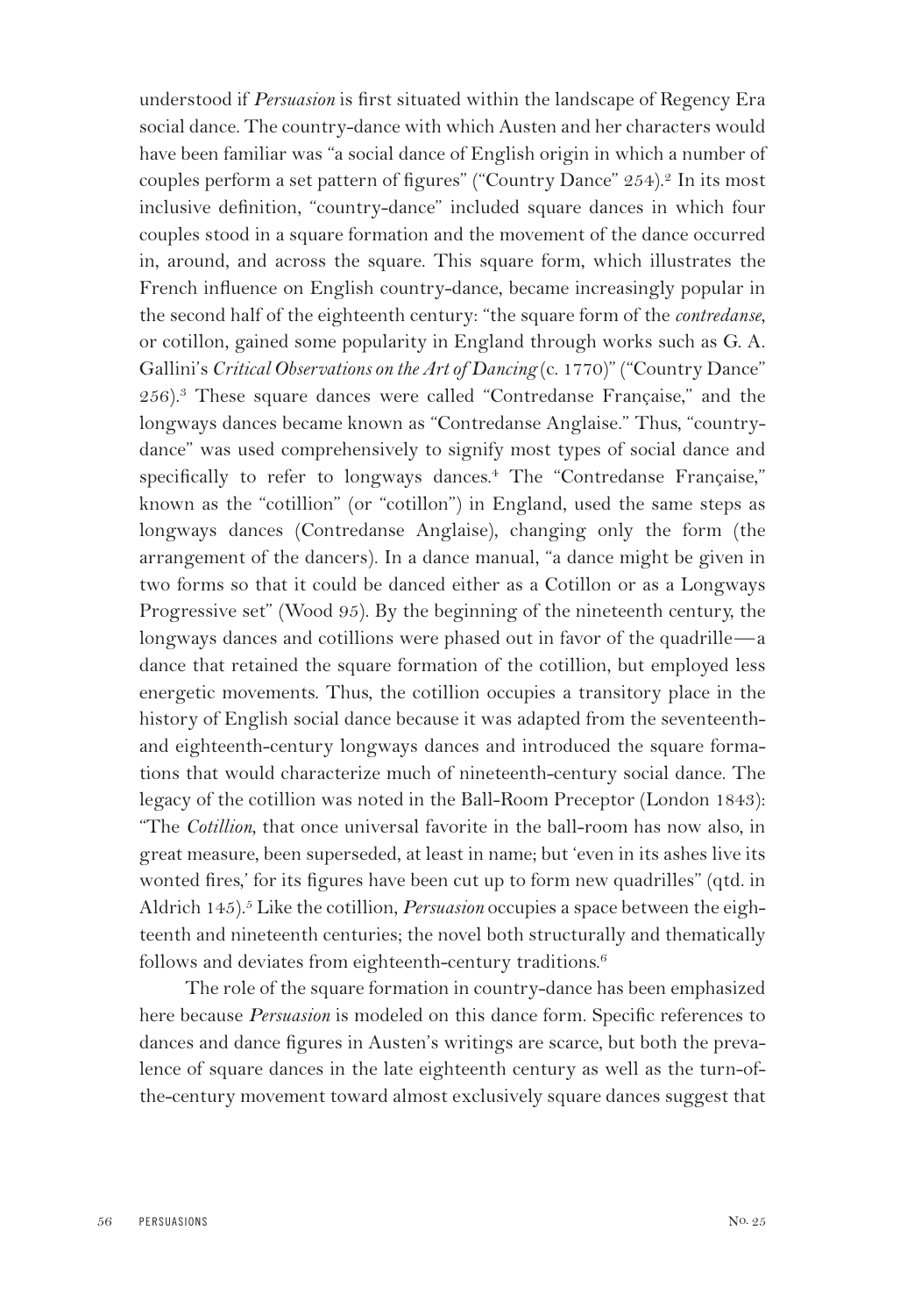understood if *Persuasion* is first situated within the landscape of Regency Era social dance. The country-dance with which Austen and her characters would have been familiar was "a social dance of English origin in which a number of couples perform a set pattern of figures" ("Country Dance" 254).[2] In its most inclusive definition, "country-dance" included square dances in which four couples stood in a square formation and the movement of the dance occurred in, around, and across the square. This square form, which illustrates the French influence on English country-dance, became increasingly popular in the second half of the eighteenth century: "the square form of the *contredanse*, or cotillon, gained some popularity in England through works such as G. A. Gallini's *Critical Observations on the Art of Dancing* (c. 1770)" ("Country Dance" 256).[3] These square dances were called "Contredanse Française," and the longways dances became known as "Contredanse Anglaise." Thus, "country-dance" was used comprehensively to signify most types of social dance and specifically to refer to longways dances.[4] The "Contredanse Française," known as the "cotillion" (or "cotillon") in England, used the same steps as longways dances (Contredanse Anglaise), changing only the form (the arrangement of the dancers). In a dance manual, "a dance might be given in two forms so that it could be danced either as a Cotillon or as a Longways Progressive set" (Wood 95). By the beginning of the nineteenth century, the longways dances and cotillions were phased out in favor of the quadrille—a dance that retained the square formation of the cotillion, but employed less energetic movements. Thus, the cotillion occupies a transitory place in the history of English social dance because it was adapted from the seventeenth- and eighteenth-century longways dances and introduced the square formations that would characterize much of nineteenth-century social dance. The legacy of the cotillion was noted in the Ball-Room Preceptor (London 1843): "The *Cotillion*, that once universal favorite in the ball-room has now also, in great measure, been superseded, at least in name; but 'even in its ashes live its wonted fires,' for its figures have been cut up to form new quadrilles" (qtd. in Aldrich 145).[5] Like the cotillion, *Persuasion* occupies a space between the eighteenth and nineteenth centuries; the novel both structurally and thematically follows and deviates from eighteenth-century traditions.[6]

The role of the square formation in country-dance has been emphasized here because *Persuasion* is modeled on this dance form. Specific references to dances and dance figures in Austen's writings are scarce, but both the prevalence of square dances in the late eighteenth century as well as the turn-of-the-century movement toward almost exclusively square dances suggest that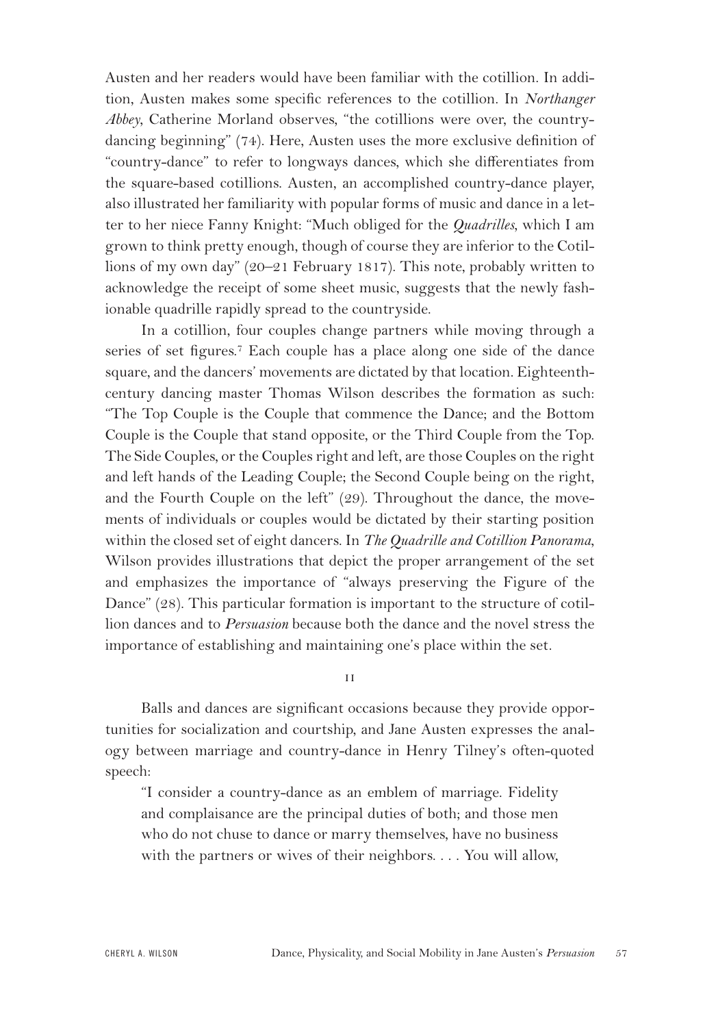Austen and her readers would have been familiar with the cotillion. In addition, Austen makes some specific references to the cotillion. In *Northanger Abbey*, Catherine Morland observes, "the cotillions were over, the country-dancing beginning" (74). Here, Austen uses the more exclusive definition of "country-dance" to refer to longways dances, which she differentiates from the square-based cotillions. Austen, an accomplished country-dance player, also illustrated her familiarity with popular forms of music and dance in a letter to her niece Fanny Knight: "Much obliged for the *Quadrilles*, which I am grown to think pretty enough, though of course they are inferior to the Cotillions of my own day" (20–21 February 1817). This note, probably written to acknowledge the receipt of some sheet music, suggests that the newly fashionable quadrille rapidly spread to the countryside.

In a cotillion, four couples change partners while moving through a series of set figures.[7] Each couple has a place along one side of the dance square, and the dancers' movements are dictated by that location. Eighteenth-century dancing master Thomas Wilson describes the formation as such: "The Top Couple is the Couple that commence the Dance; and the Bottom Couple is the Couple that stand opposite, or the Third Couple from the Top. The Side Couples, or the Couples right and left, are those Couples on the right and left hands of the Leading Couple; the Second Couple being on the right, and the Fourth Couple on the left" (29). Throughout the dance, the movements of individuals or couples would be dictated by their starting position within the closed set of eight dancers. In *The Quadrille and Cotillion Panorama*, Wilson provides illustrations that depict the proper arrangement of the set and emphasizes the importance of "always preserving the Figure of the Dance" (28). This particular formation is important to the structure of cotillion dances and to *Persuasion* because both the dance and the novel stress the importance of establishing and maintaining one's place within the set.

II

Balls and dances are significant occasions because they provide opportunities for socialization and courtship, and Jane Austen expresses the analogy between marriage and country-dance in Henry Tilney's often-quoted speech:

> "I consider a country-dance as an emblem of marriage. Fidelity and complaisance are the principal duties of both; and those men who do not chuse to dance or marry themselves, have no business with the partners or wives of their neighbors. . . . You will allow,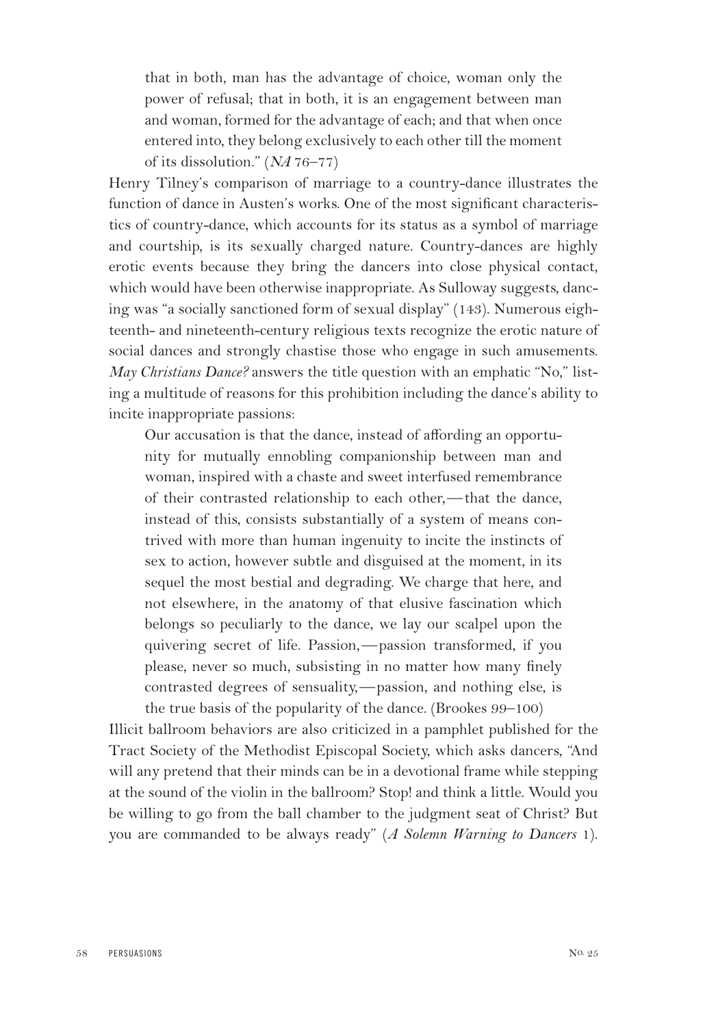> that in both, man has the advantage of choice, woman only the power of refusal; that in both, it is an engagement between man and woman, formed for the advantage of each; and that when once entered into, they belong exclusively to each other till the moment of its dissolution." (*NA* 76–77)

Henry Tilney's comparison of marriage to a country-dance illustrates the function of dance in Austen's works. One of the most significant characteristics of country-dance, which accounts for its status as a symbol of marriage and courtship, is its sexually charged nature. Country-dances are highly erotic events because they bring the dancers into close physical contact, which would have been otherwise inappropriate. As Sulloway suggests, dancing was "a socially sanctioned form of sexual display" (143). Numerous eighteenth- and nineteenth-century religious texts recognize the erotic nature of social dances and strongly chastise those who engage in such amusements. *May Christians Dance?* answers the title question with an emphatic "No," listing a multitude of reasons for this prohibition including the dance's ability to incite inappropriate passions:

> Our accusation is that the dance, instead of affording an opportunity for mutually ennobling companionship between man and woman, inspired with a chaste and sweet interfused remembrance of their contrasted relationship to each other,—that the dance, instead of this, consists substantially of a system of means contrived with more than human ingenuity to incite the instincts of sex to action, however subtle and disguised at the moment, in its sequel the most bestial and degrading. We charge that here, and not elsewhere, in the anatomy of that elusive fascination which belongs so peculiarly to the dance, we lay our scalpel upon the quivering secret of life. Passion,—passion transformed, if you please, never so much, subsisting in no matter how many finely contrasted degrees of sensuality,—passion, and nothing else, is the true basis of the popularity of the dance. (Brookes 99–100)

Illicit ballroom behaviors are also criticized in a pamphlet published for the Tract Society of the Methodist Episcopal Society, which asks dancers, "And will any pretend that their minds can be in a devotional frame while stepping at the sound of the violin in the ballroom? Stop! and think a little. Would you be willing to go from the ball chamber to the judgment seat of Christ? But you are commanded to be always ready" (*A Solemn Warning to Dancers* 1).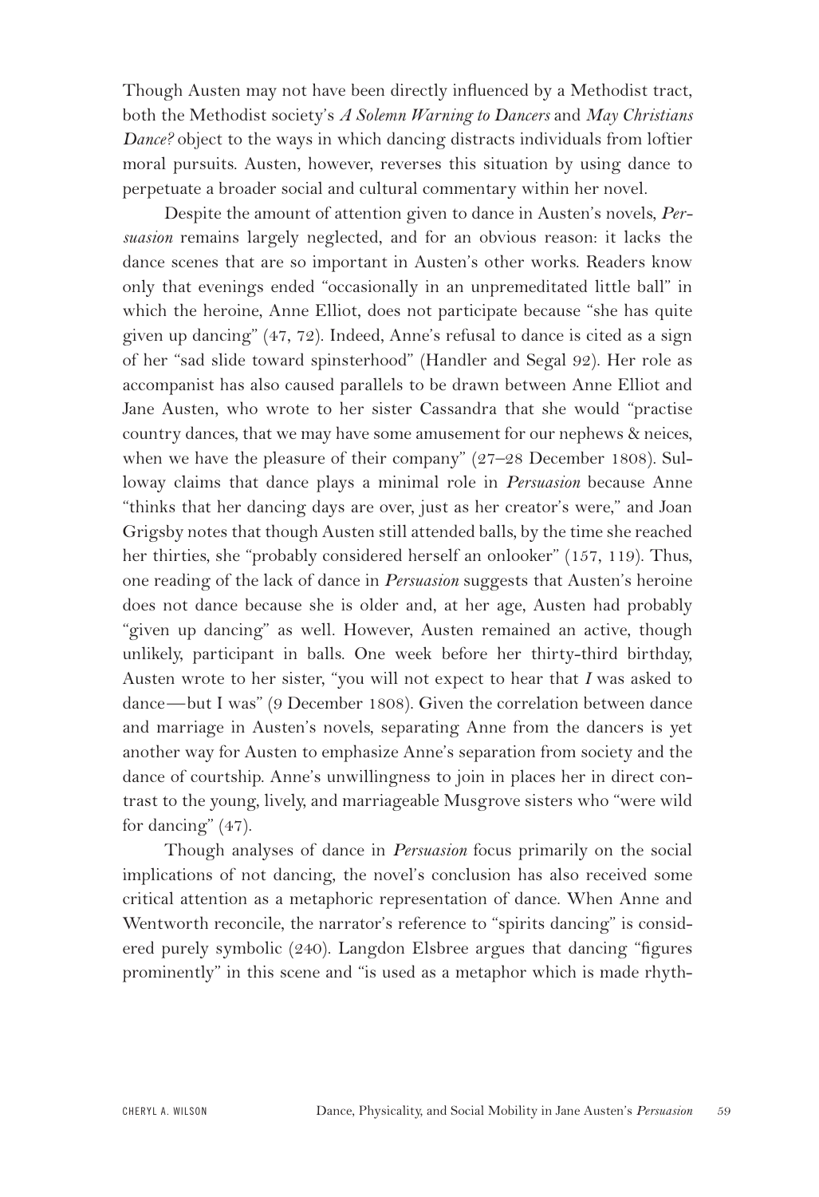Though Austen may not have been directly influenced by a Methodist tract, both the Methodist society's *A Solemn Warning to Dancers* and *May Christians Dance?* object to the ways in which dancing distracts individuals from loftier moral pursuits. Austen, however, reverses this situation by using dance to perpetuate a broader social and cultural commentary within her novel.

Despite the amount of attention given to dance in Austen's novels, *Persuasion* remains largely neglected, and for an obvious reason: it lacks the dance scenes that are so important in Austen's other works. Readers know only that evenings ended "occasionally in an unpremeditated little ball" in which the heroine, Anne Elliot, does not participate because "she has quite given up dancing" (47, 72). Indeed, Anne's refusal to dance is cited as a sign of her "sad slide toward spinsterhood" (Handler and Segal 92). Her role as accompanist has also caused parallels to be drawn between Anne Elliot and Jane Austen, who wrote to her sister Cassandra that she would "practise country dances, that we may have some amusement for our nephews & neices, when we have the pleasure of their company" (27–28 December 1808). Sulloway claims that dance plays a minimal role in *Persuasion* because Anne "thinks that her dancing days are over, just as her creator's were," and Joan Grigsby notes that though Austen still attended balls, by the time she reached her thirties, she "probably considered herself an onlooker" (157, 119). Thus, one reading of the lack of dance in *Persuasion* suggests that Austen's heroine does not dance because she is older and, at her age, Austen had probably "given up dancing" as well. However, Austen remained an active, though unlikely, participant in balls. One week before her thirty-third birthday, Austen wrote to her sister, "you will not expect to hear that *I* was asked to dance—but I was" (9 December 1808). Given the correlation between dance and marriage in Austen's novels, separating Anne from the dancers is yet another way for Austen to emphasize Anne's separation from society and the dance of courtship. Anne's unwillingness to join in places her in direct contrast to the young, lively, and marriageable Musgrove sisters who "were wild for dancing" (47).

Though analyses of dance in *Persuasion* focus primarily on the social implications of not dancing, the novel's conclusion has also received some critical attention as a metaphoric representation of dance. When Anne and Wentworth reconcile, the narrator's reference to "spirits dancing" is considered purely symbolic (240). Langdon Elsbree argues that dancing "figures prominently" in this scene and "is used as a metaphor which is made rhyth-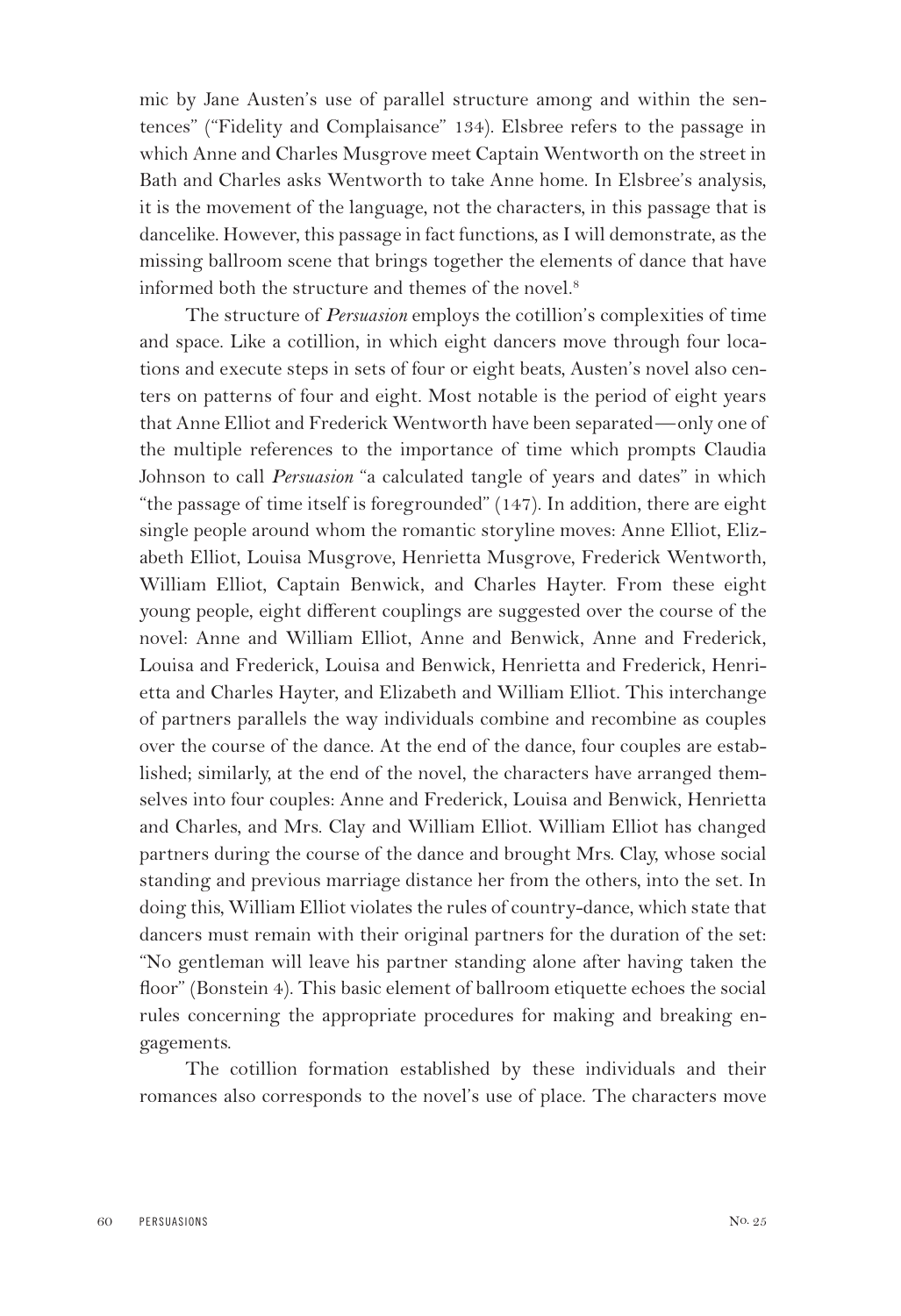mic by Jane Austen's use of parallel structure among and within the sentences" ("Fidelity and Complaisance" 134). Elsbree refers to the passage in which Anne and Charles Musgrove meet Captain Wentworth on the street in Bath and Charles asks Wentworth to take Anne home. In Elsbree's analysis, it is the movement of the language, not the characters, in this passage that is dancelike. However, this passage in fact functions, as I will demonstrate, as the missing ballroom scene that brings together the elements of dance that have informed both the structure and themes of the novel.[8]

The structure of *Persuasion* employs the cotillion's complexities of time and space. Like a cotillion, in which eight dancers move through four locations and execute steps in sets of four or eight beats, Austen's novel also centers on patterns of four and eight. Most notable is the period of eight years that Anne Elliot and Frederick Wentworth have been separated—only one of the multiple references to the importance of time which prompts Claudia Johnson to call *Persuasion* "a calculated tangle of years and dates" in which "the passage of time itself is foregrounded" (147). In addition, there are eight single people around whom the romantic storyline moves: Anne Elliot, Elizabeth Elliot, Louisa Musgrove, Henrietta Musgrove, Frederick Wentworth, William Elliot, Captain Benwick, and Charles Hayter. From these eight young people, eight different couplings are suggested over the course of the novel: Anne and William Elliot, Anne and Benwick, Anne and Frederick, Louisa and Frederick, Louisa and Benwick, Henrietta and Frederick, Henrietta and Charles Hayter, and Elizabeth and William Elliot. This interchange of partners parallels the way individuals combine and recombine as couples over the course of the dance. At the end of the dance, four couples are established; similarly, at the end of the novel, the characters have arranged themselves into four couples: Anne and Frederick, Louisa and Benwick, Henrietta and Charles, and Mrs. Clay and William Elliot. William Elliot has changed partners during the course of the dance and brought Mrs. Clay, whose social standing and previous marriage distance her from the others, into the set. In doing this, William Elliot violates the rules of country-dance, which state that dancers must remain with their original partners for the duration of the set: "No gentleman will leave his partner standing alone after having taken the floor" (Bonstein 4). This basic element of ballroom etiquette echoes the social rules concerning the appropriate procedures for making and breaking engagements.

The cotillion formation established by these individuals and their romances also corresponds to the novel's use of place. The characters move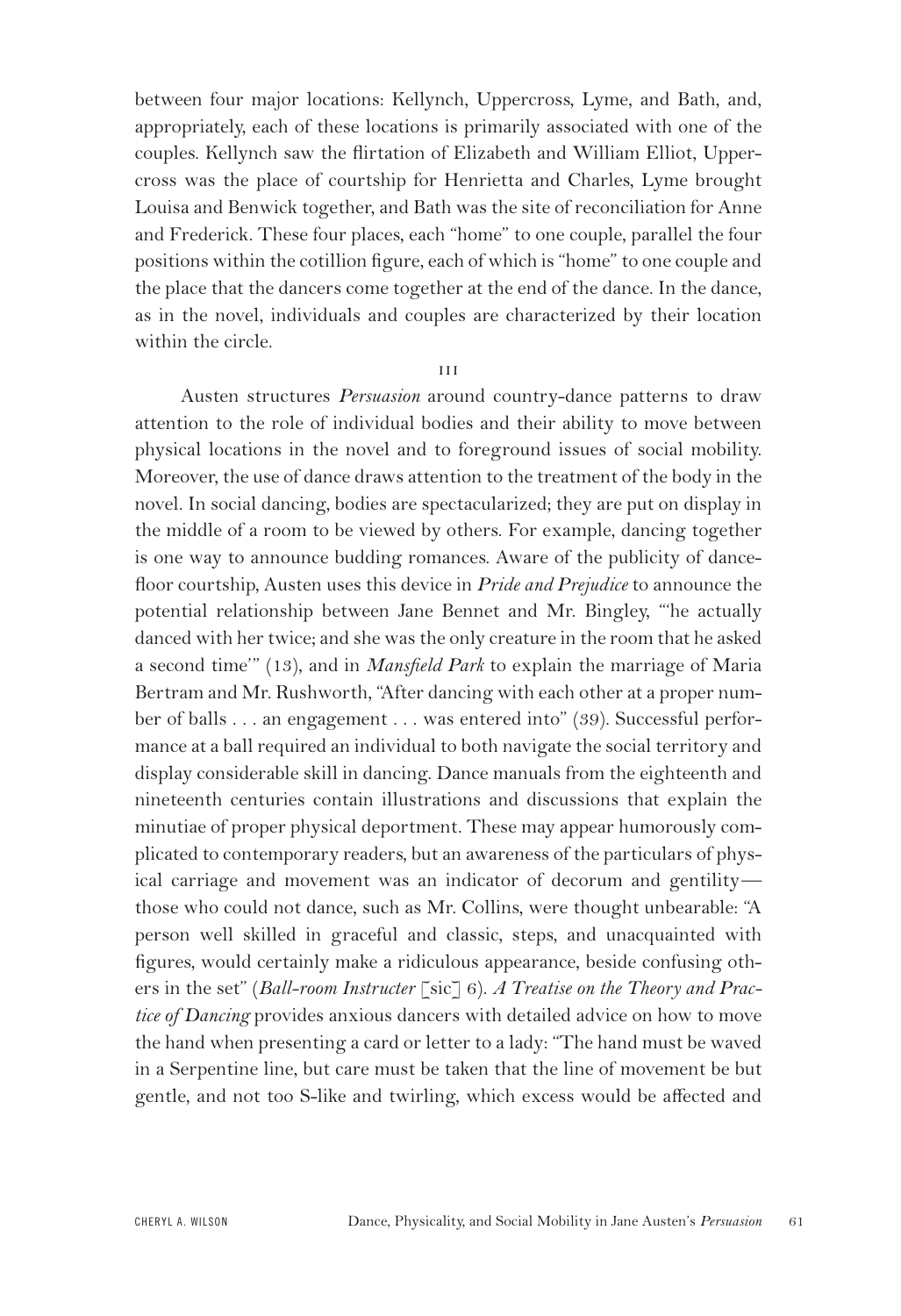between four major locations: Kellynch, Uppercross, Lyme, and Bath, and, appropriately, each of these locations is primarily associated with one of the couples. Kellynch saw the flirtation of Elizabeth and William Elliot, Uppercross was the place of courtship for Henrietta and Charles, Lyme brought Louisa and Benwick together, and Bath was the site of reconciliation for Anne and Frederick. These four places, each "home" to one couple, parallel the four positions within the cotillion figure, each of which is "home" to one couple and the place that the dancers come together at the end of the dance. In the dance, as in the novel, individuals and couples are characterized by their location within the circle.

## III

Austen structures *Persuasion* around country-dance patterns to draw attention to the role of individual bodies and their ability to move between physical locations in the novel and to foreground issues of social mobility. Moreover, the use of dance draws attention to the treatment of the body in the novel. In social dancing, bodies are spectacularized; they are put on display in the middle of a room to be viewed by others. For example, dancing together is one way to announce budding romances. Aware of the publicity of dance-floor courtship, Austen uses this device in *Pride and Prejudice* to announce the potential relationship between Jane Bennet and Mr. Bingley, "'he actually danced with her twice; and she was the only creature in the room that he asked a second time'" (13), and in *Mansfield Park* to explain the marriage of Maria Bertram and Mr. Rushworth, "After dancing with each other at a proper number of balls . . . an engagement . . . was entered into" (39). Successful performance at a ball required an individual to both navigate the social territory and display considerable skill in dancing. Dance manuals from the eighteenth and nineteenth centuries contain illustrations and discussions that explain the minutiae of proper physical deportment. These may appear humorously complicated to contemporary readers, but an awareness of the particulars of physical carriage and movement was an indicator of decorum and gentility—those who could not dance, such as Mr. Collins, were thought unbearable: "A person well skilled in graceful and classic, steps, and unacquainted with figures, would certainly make a ridiculous appearance, beside confusing others in the set" (*Ball-room Instructer* [sic] 6). *A Treatise on the Theory and Practice of Dancing* provides anxious dancers with detailed advice on how to move the hand when presenting a card or letter to a lady: "The hand must be waved in a Serpentine line, but care must be taken that the line of movement be but gentle, and not too S-like and twirling, which excess would be affected and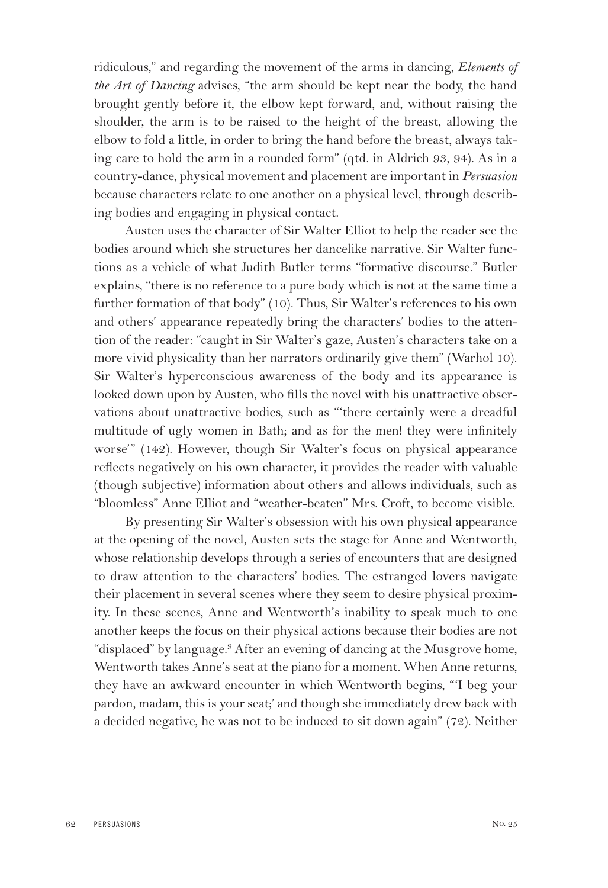ridiculous," and regarding the movement of the arms in dancing, *Elements of the Art of Dancing* advises, "the arm should be kept near the body, the hand brought gently before it, the elbow kept forward, and, without raising the shoulder, the arm is to be raised to the height of the breast, allowing the elbow to fold a little, in order to bring the hand before the breast, always taking care to hold the arm in a rounded form" (qtd. in Aldrich 93, 94). As in a country-dance, physical movement and placement are important in *Persuasion* because characters relate to one another on a physical level, through describing bodies and engaging in physical contact.

Austen uses the character of Sir Walter Elliot to help the reader see the bodies around which she structures her dancelike narrative. Sir Walter functions as a vehicle of what Judith Butler terms "formative discourse." Butler explains, "there is no reference to a pure body which is not at the same time a further formation of that body" (10). Thus, Sir Walter's references to his own and others' appearance repeatedly bring the characters' bodies to the attention of the reader: "caught in Sir Walter's gaze, Austen's characters take on a more vivid physicality than her narrators ordinarily give them" (Warhol 10). Sir Walter's hyperconscious awareness of the body and its appearance is looked down upon by Austen, who fills the novel with his unattractive observations about unattractive bodies, such as "'there certainly were a dreadful multitude of ugly women in Bath; and as for the men! they were infinitely worse'" (142). However, though Sir Walter's focus on physical appearance reflects negatively on his own character, it provides the reader with valuable (though subjective) information about others and allows individuals, such as "bloomless" Anne Elliot and "weather-beaten" Mrs. Croft, to become visible.

By presenting Sir Walter's obsession with his own physical appearance at the opening of the novel, Austen sets the stage for Anne and Wentworth, whose relationship develops through a series of encounters that are designed to draw attention to the characters' bodies. The estranged lovers navigate their placement in several scenes where they seem to desire physical proximity. In these scenes, Anne and Wentworth's inability to speak much to one another keeps the focus on their physical actions because their bodies are not "displaced" by language.[9] After an evening of dancing at the Musgrove home, Wentworth takes Anne's seat at the piano for a moment. When Anne returns, they have an awkward encounter in which Wentworth begins, "'I beg your pardon, madam, this is your seat;' and though she immediately drew back with a decided negative, he was not to be induced to sit down again" (72). Neither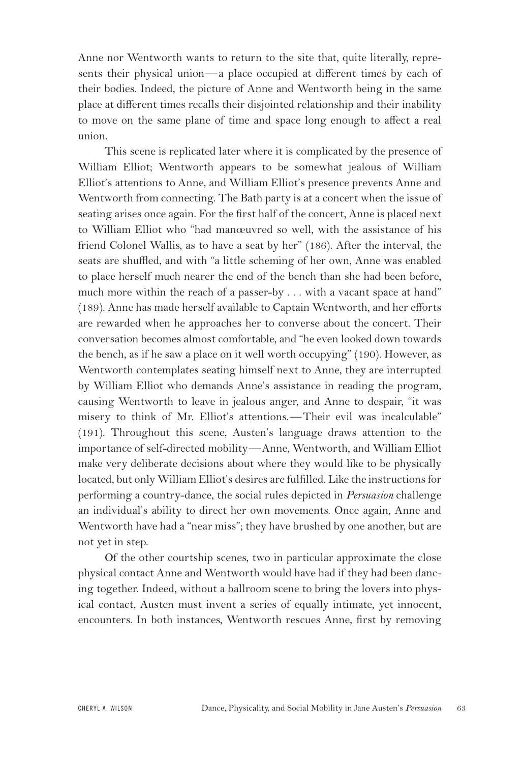Anne nor Wentworth wants to return to the site that, quite literally, represents their physical union—a place occupied at different times by each of their bodies. Indeed, the picture of Anne and Wentworth being in the same place at different times recalls their disjointed relationship and their inability to move on the same plane of time and space long enough to affect a real union.

This scene is replicated later where it is complicated by the presence of William Elliot; Wentworth appears to be somewhat jealous of William Elliot's attentions to Anne, and William Elliot's presence prevents Anne and Wentworth from connecting. The Bath party is at a concert when the issue of seating arises once again. For the first half of the concert, Anne is placed next to William Elliot who "had manœuvred so well, with the assistance of his friend Colonel Wallis, as to have a seat by her" (186). After the interval, the seats are shuffled, and with "a little scheming of her own, Anne was enabled to place herself much nearer the end of the bench than she had been before, much more within the reach of a passer-by . . . with a vacant space at hand" (189). Anne has made herself available to Captain Wentworth, and her efforts are rewarded when he approaches her to converse about the concert. Their conversation becomes almost comfortable, and "he even looked down towards the bench, as if he saw a place on it well worth occupying" (190). However, as Wentworth contemplates seating himself next to Anne, they are interrupted by William Elliot who demands Anne's assistance in reading the program, causing Wentworth to leave in jealous anger, and Anne to despair, "it was misery to think of Mr. Elliot's attentions.—Their evil was incalculable" (191). Throughout this scene, Austen's language draws attention to the importance of self-directed mobility—Anne, Wentworth, and William Elliot make very deliberate decisions about where they would like to be physically located, but only William Elliot's desires are fulfilled. Like the instructions for performing a country-dance, the social rules depicted in *Persuasion* challenge an individual's ability to direct her own movements. Once again, Anne and Wentworth have had a "near miss"; they have brushed by one another, but are not yet in step.

Of the other courtship scenes, two in particular approximate the close physical contact Anne and Wentworth would have had if they had been dancing together. Indeed, without a ballroom scene to bring the lovers into physical contact, Austen must invent a series of equally intimate, yet innocent, encounters. In both instances, Wentworth rescues Anne, first by removing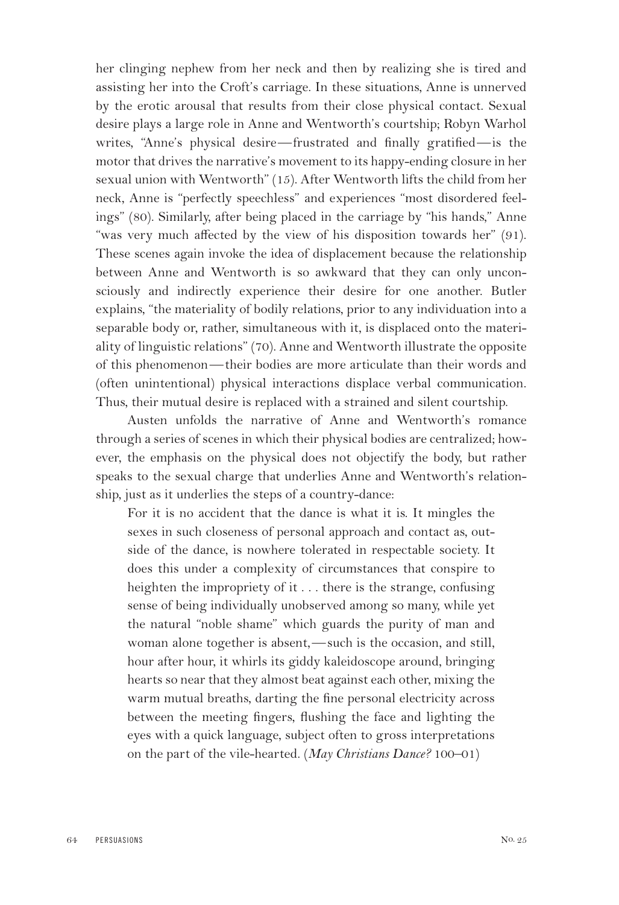her clinging nephew from her neck and then by realizing she is tired and assisting her into the Croft's carriage. In these situations, Anne is unnerved by the erotic arousal that results from their close physical contact. Sexual desire plays a large role in Anne and Wentworth's courtship; Robyn Warhol writes, "Anne's physical desire—frustrated and finally gratified—is the motor that drives the narrative's movement to its happy-ending closure in her sexual union with Wentworth" (15). After Wentworth lifts the child from her neck, Anne is "perfectly speechless" and experiences "most disordered feelings" (80). Similarly, after being placed in the carriage by "his hands," Anne "was very much affected by the view of his disposition towards her" (91). These scenes again invoke the idea of displacement because the relationship between Anne and Wentworth is so awkward that they can only unconsciously and indirectly experience their desire for one another. Butler explains, "the materiality of bodily relations, prior to any individuation into a separable body or, rather, simultaneous with it, is displaced onto the materiality of linguistic relations" (70). Anne and Wentworth illustrate the opposite of this phenomenon—their bodies are more articulate than their words and (often unintentional) physical interactions displace verbal communication. Thus, their mutual desire is replaced with a strained and silent courtship.

Austen unfolds the narrative of Anne and Wentworth's romance through a series of scenes in which their physical bodies are centralized; however, the emphasis on the physical does not objectify the body, but rather speaks to the sexual charge that underlies Anne and Wentworth's relationship, just as it underlies the steps of a country-dance:

> For it is no accident that the dance is what it is. It mingles the sexes in such closeness of personal approach and contact as, outside of the dance, is nowhere tolerated in respectable society. It does this under a complexity of circumstances that conspire to heighten the impropriety of it . . . there is the strange, confusing sense of being individually unobserved among so many, while yet the natural "noble shame" which guards the purity of man and woman alone together is absent,—such is the occasion, and still, hour after hour, it whirls its giddy kaleidoscope around, bringing hearts so near that they almost beat against each other, mixing the warm mutual breaths, darting the fine personal electricity across between the meeting fingers, flushing the face and lighting the eyes with a quick language, subject often to gross interpretations on the part of the vile-hearted. (*May Christians Dance?* 100–01)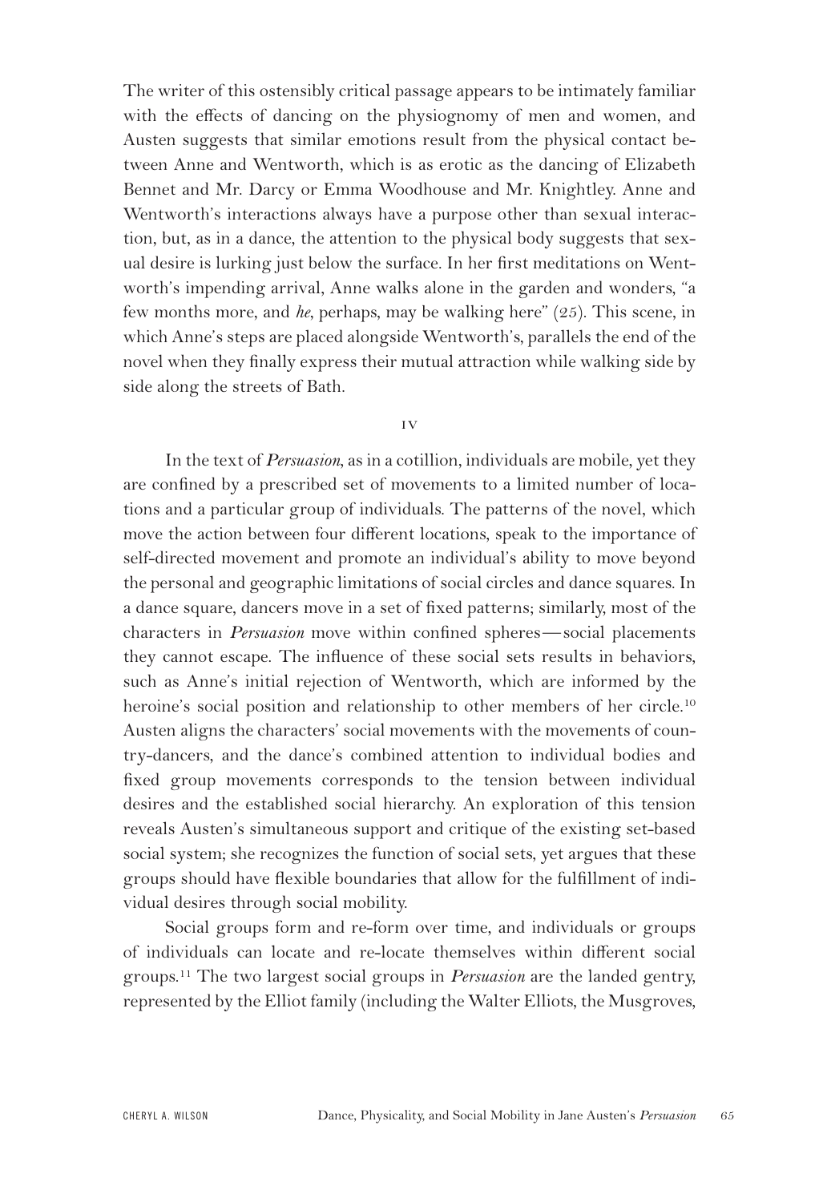The writer of this ostensibly critical passage appears to be intimately familiar with the effects of dancing on the physiognomy of men and women, and Austen suggests that similar emotions result from the physical contact between Anne and Wentworth, which is as erotic as the dancing of Elizabeth Bennet and Mr. Darcy or Emma Woodhouse and Mr. Knightley. Anne and Wentworth's interactions always have a purpose other than sexual interaction, but, as in a dance, the attention to the physical body suggests that sexual desire is lurking just below the surface. In her first meditations on Wentworth's impending arrival, Anne walks alone in the garden and wonders, "a few months more, and *he*, perhaps, may be walking here" (25). This scene, in which Anne's steps are placed alongside Wentworth's, parallels the end of the novel when they finally express their mutual attraction while walking side by side along the streets of Bath.

## IV

In the text of *Persuasion*, as in a cotillion, individuals are mobile, yet they are confined by a prescribed set of movements to a limited number of locations and a particular group of individuals. The patterns of the novel, which move the action between four different locations, speak to the importance of self-directed movement and promote an individual's ability to move beyond the personal and geographic limitations of social circles and dance squares. In a dance square, dancers move in a set of fixed patterns; similarly, most of the characters in *Persuasion* move within confined spheres—social placements they cannot escape. The influence of these social sets results in behaviors, such as Anne's initial rejection of Wentworth, which are informed by the heroine's social position and relationship to other members of her circle.[10] Austen aligns the characters' social movements with the movements of country-dancers, and the dance's combined attention to individual bodies and fixed group movements corresponds to the tension between individual desires and the established social hierarchy. An exploration of this tension reveals Austen's simultaneous support and critique of the existing set-based social system; she recognizes the function of social sets, yet argues that these groups should have flexible boundaries that allow for the fulfillment of individual desires through social mobility.

Social groups form and re-form over time, and individuals or groups of individuals can locate and re-locate themselves within different social groups.[11] The two largest social groups in *Persuasion* are the landed gentry, represented by the Elliot family (including the Walter Elliots, the Musgroves,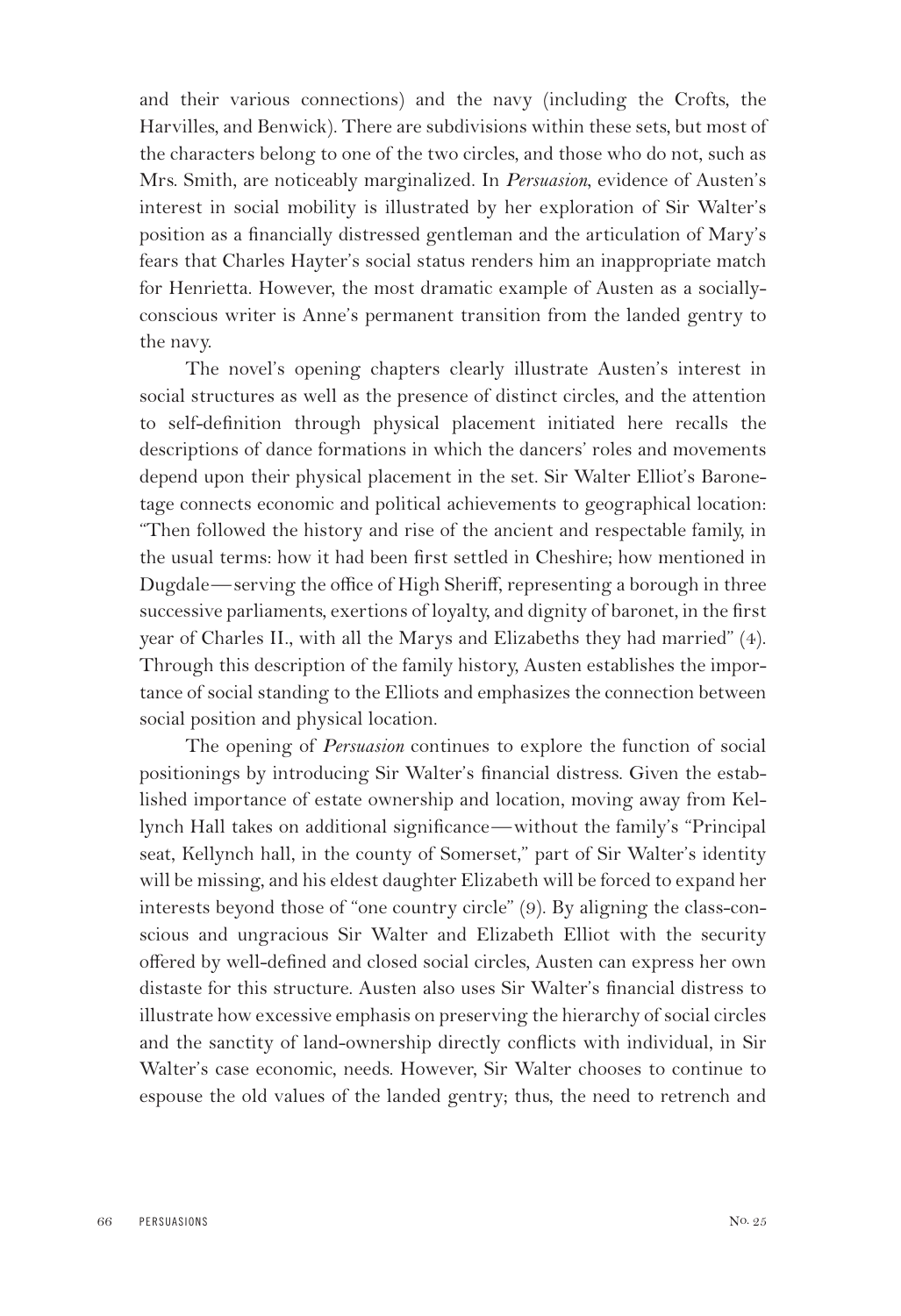and their various connections) and the navy (including the Crofts, the Harvilles, and Benwick). There are subdivisions within these sets, but most of the characters belong to one of the two circles, and those who do not, such as Mrs. Smith, are noticeably marginalized. In *Persuasion*, evidence of Austen's interest in social mobility is illustrated by her exploration of Sir Walter's position as a financially distressed gentleman and the articulation of Mary's fears that Charles Hayter's social status renders him an inappropriate match for Henrietta. However, the most dramatic example of Austen as a socially-conscious writer is Anne's permanent transition from the landed gentry to the navy.

The novel's opening chapters clearly illustrate Austen's interest in social structures as well as the presence of distinct circles, and the attention to self-definition through physical placement initiated here recalls the descriptions of dance formations in which the dancers' roles and movements depend upon their physical placement in the set. Sir Walter Elliot's Baronetage connects economic and political achievements to geographical location: "Then followed the history and rise of the ancient and respectable family, in the usual terms: how it had been first settled in Cheshire; how mentioned in Dugdale—serving the office of High Sheriff, representing a borough in three successive parliaments, exertions of loyalty, and dignity of baronet, in the first year of Charles II., with all the Marys and Elizabeths they had married" (4). Through this description of the family history, Austen establishes the importance of social standing to the Elliots and emphasizes the connection between social position and physical location.

The opening of *Persuasion* continues to explore the function of social positionings by introducing Sir Walter's financial distress. Given the established importance of estate ownership and location, moving away from Kellynch Hall takes on additional significance—without the family's "Principal seat, Kellynch hall, in the county of Somerset," part of Sir Walter's identity will be missing, and his eldest daughter Elizabeth will be forced to expand her interests beyond those of "one country circle" (9). By aligning the class-conscious and ungracious Sir Walter and Elizabeth Elliot with the security offered by well-defined and closed social circles, Austen can express her own distaste for this structure. Austen also uses Sir Walter's financial distress to illustrate how excessive emphasis on preserving the hierarchy of social circles and the sanctity of land-ownership directly conflicts with individual, in Sir Walter's case economic, needs. However, Sir Walter chooses to continue to espouse the old values of the landed gentry; thus, the need to retrench and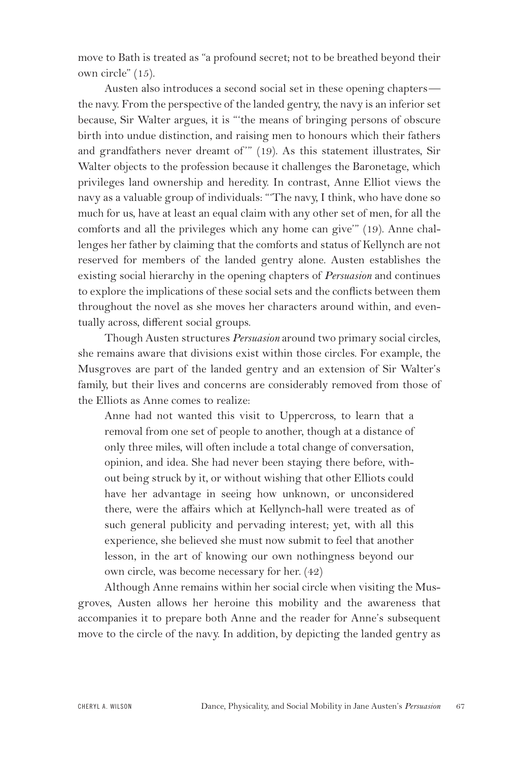move to Bath is treated as "a profound secret; not to be breathed beyond their own circle" (15).

Austen also introduces a second social set in these opening chapters—the navy. From the perspective of the landed gentry, the navy is an inferior set because, Sir Walter argues, it is "'the means of bringing persons of obscure birth into undue distinction, and raising men to honours which their fathers and grandfathers never dreamt of'" (19). As this statement illustrates, Sir Walter objects to the profession because it challenges the Baronetage, which privileges land ownership and heredity. In contrast, Anne Elliot views the navy as a valuable group of individuals: "'The navy, I think, who have done so much for us, have at least an equal claim with any other set of men, for all the comforts and all the privileges which any home can give'" (19). Anne challenges her father by claiming that the comforts and status of Kellynch are not reserved for members of the landed gentry alone. Austen establishes the existing social hierarchy in the opening chapters of ***Persuasion*** and continues to explore the implications of these social sets and the conflicts between them throughout the novel as she moves her characters around within, and eventually across, different social groups.

Though Austen structures *Persuasion* around two primary social circles, she remains aware that divisions exist within those circles. For example, the Musgroves are part of the landed gentry and an extension of Sir Walter's family, but their lives and concerns are considerably removed from those of the Elliots as Anne comes to realize:

> Anne had not wanted this visit to Uppercross, to learn that a removal from one set of people to another, though at a distance of only three miles, will often include a total change of conversation, opinion, and idea. She had never been staying there before, without being struck by it, or without wishing that other Elliots could have her advantage in seeing how unknown, or unconsidered there, were the affairs which at Kellynch-hall were treated as of such general publicity and pervading interest; yet, with all this experience, she believed she must now submit to feel that another lesson, in the art of knowing our own nothingness beyond our own circle, was become necessary for her. (42)

Although Anne remains within her social circle when visiting the Musgroves, Austen allows her heroine this mobility and the awareness that accompanies it to prepare both Anne and the reader for Anne's subsequent move to the circle of the navy. In addition, by depicting the landed gentry as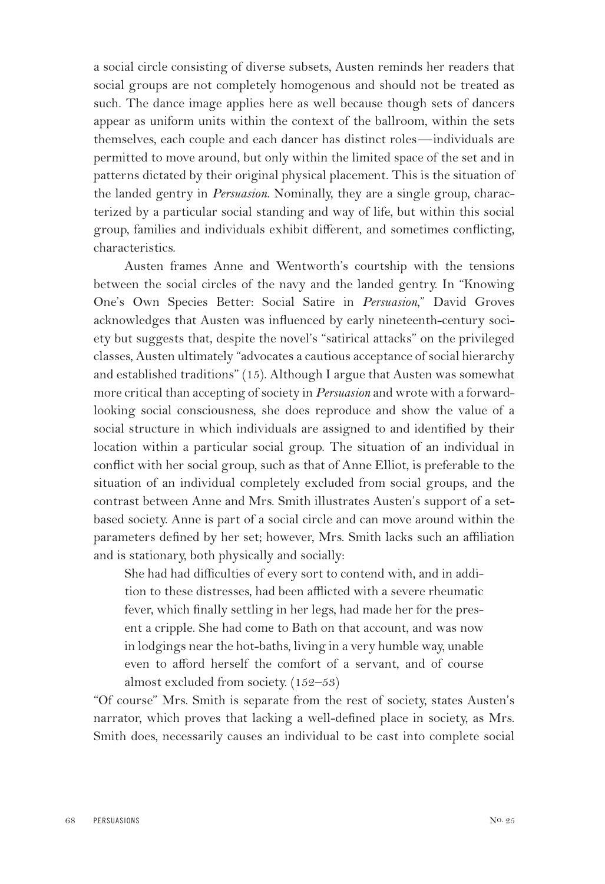a social circle consisting of diverse subsets, Austen reminds her readers that social groups are not completely homogenous and should not be treated as such. The dance image applies here as well because though sets of dancers appear as uniform units within the context of the ballroom, within the sets themselves, each couple and each dancer has distinct roles—individuals are permitted to move around, but only within the limited space of the set and in patterns dictated by their original physical placement. This is the situation of the landed gentry in *Persuasion.* Nominally, they are a single group, characterized by a particular social standing and way of life, but within this social group, families and individuals exhibit different, and sometimes conflicting, characteristics.

Austen frames Anne and Wentworth's courtship with the tensions between the social circles of the navy and the landed gentry. In "Knowing One's Own Species Better: Social Satire in *Persuasion*," David Groves acknowledges that Austen was influenced by early nineteenth-century society but suggests that, despite the novel's "satirical attacks" on the privileged classes, Austen ultimately "advocates a cautious acceptance of social hierarchy and established traditions" (15). Although I argue that Austen was somewhat more critical than accepting of society in *Persuasion* and wrote with a forward-looking social consciousness, she does reproduce and show the value of a social structure in which individuals are assigned to and identified by their location within a particular social group. The situation of an individual in conflict with her social group, such as that of Anne Elliot, is preferable to the situation of an individual completely excluded from social groups, and the contrast between Anne and Mrs. Smith illustrates Austen's support of a set-based society. Anne is part of a social circle and can move around within the parameters defined by her set; however, Mrs. Smith lacks such an affiliation and is stationary, both physically and socially:

> She had had difficulties of every sort to contend with, and in addition to these distresses, had been afflicted with a severe rheumatic fever, which finally settling in her legs, had made her for the present a cripple. She had come to Bath on that account, and was now in lodgings near the hot-baths, living in a very humble way, unable even to afford herself the comfort of a servant, and of course almost excluded from society. (152–53)

"Of course" Mrs. Smith is separate from the rest of society, states Austen's narrator, which proves that lacking a well-defined place in society, as Mrs. Smith does, necessarily causes an individual to be cast into complete social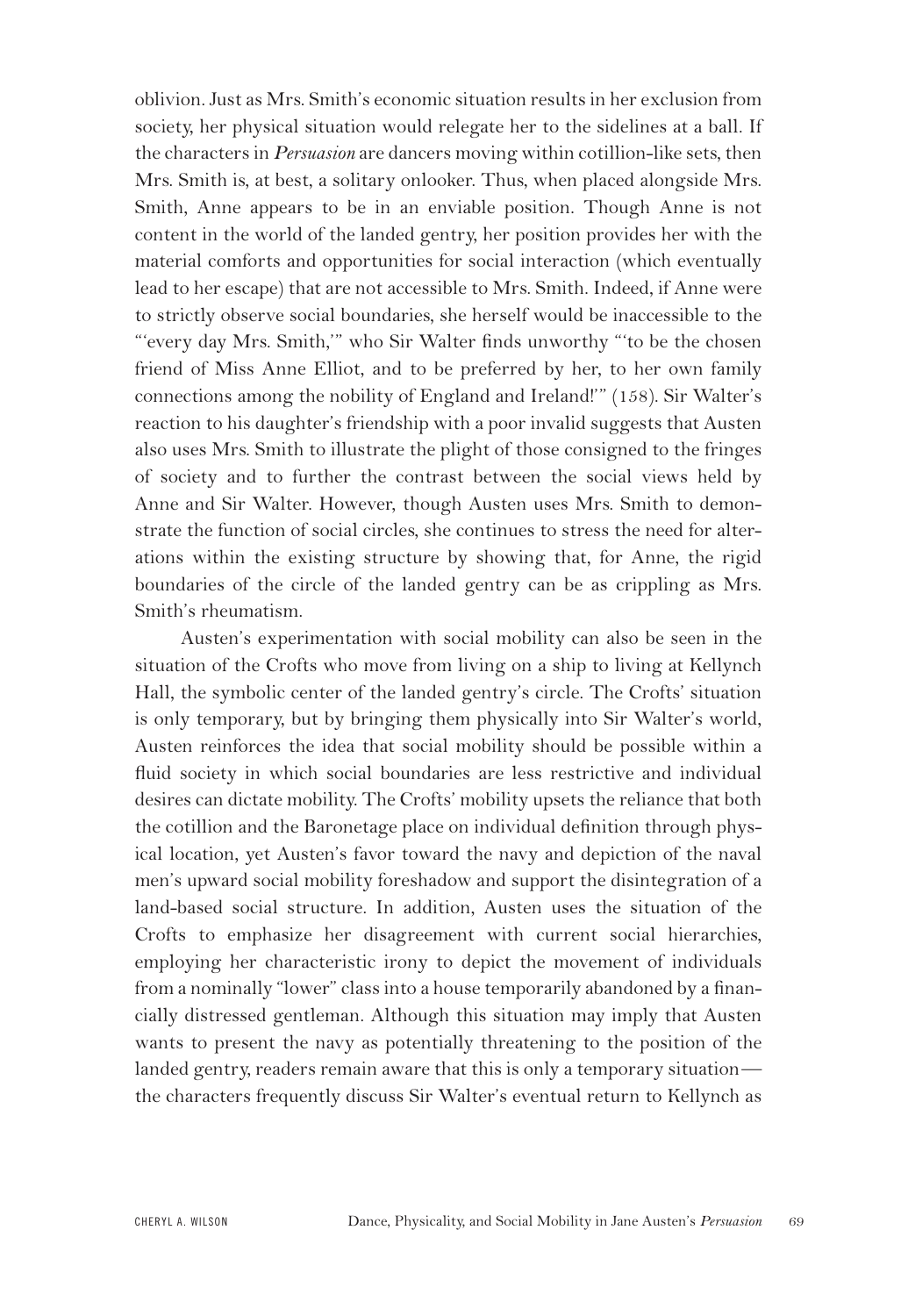oblivion. Just as Mrs. Smith's economic situation results in her exclusion from society, her physical situation would relegate her to the sidelines at a ball. If the characters in *Persuasion* are dancers moving within cotillion-like sets, then Mrs. Smith is, at best, a solitary onlooker. Thus, when placed alongside Mrs. Smith, Anne appears to be in an enviable position. Though Anne is not content in the world of the landed gentry, her position provides her with the material comforts and opportunities for social interaction (which eventually lead to her escape) that are not accessible to Mrs. Smith. Indeed, if Anne were to strictly observe social boundaries, she herself would be inaccessible to the "'every day Mrs. Smith,'" who Sir Walter finds unworthy "'to be the chosen friend of Miss Anne Elliot, and to be preferred by her, to her own family connections among the nobility of England and Ireland!'" (158). Sir Walter's reaction to his daughter's friendship with a poor invalid suggests that Austen also uses Mrs. Smith to illustrate the plight of those consigned to the fringes of society and to further the contrast between the social views held by Anne and Sir Walter. However, though Austen uses Mrs. Smith to demonstrate the function of social circles, she continues to stress the need for alterations within the existing structure by showing that, for Anne, the rigid boundaries of the circle of the landed gentry can be as crippling as Mrs. Smith's rheumatism.

Austen's experimentation with social mobility can also be seen in the situation of the Crofts who move from living on a ship to living at Kellynch Hall, the symbolic center of the landed gentry's circle. The Crofts' situation is only temporary, but by bringing them physically into Sir Walter's world, Austen reinforces the idea that social mobility should be possible within a fluid society in which social boundaries are less restrictive and individual desires can dictate mobility. The Crofts' mobility upsets the reliance that both the cotillion and the Baronetage place on individual definition through physical location, yet Austen's favor toward the navy and depiction of the naval men's upward social mobility foreshadow and support the disintegration of a land-based social structure. In addition, Austen uses the situation of the Crofts to emphasize her disagreement with current social hierarchies, employing her characteristic irony to depict the movement of individuals from a nominally "lower" class into a house temporarily abandoned by a financially distressed gentleman. Although this situation may imply that Austen wants to present the navy as potentially threatening to the position of the landed gentry, readers remain aware that this is only a temporary situation—the characters frequently discuss Sir Walter's eventual return to Kellynch as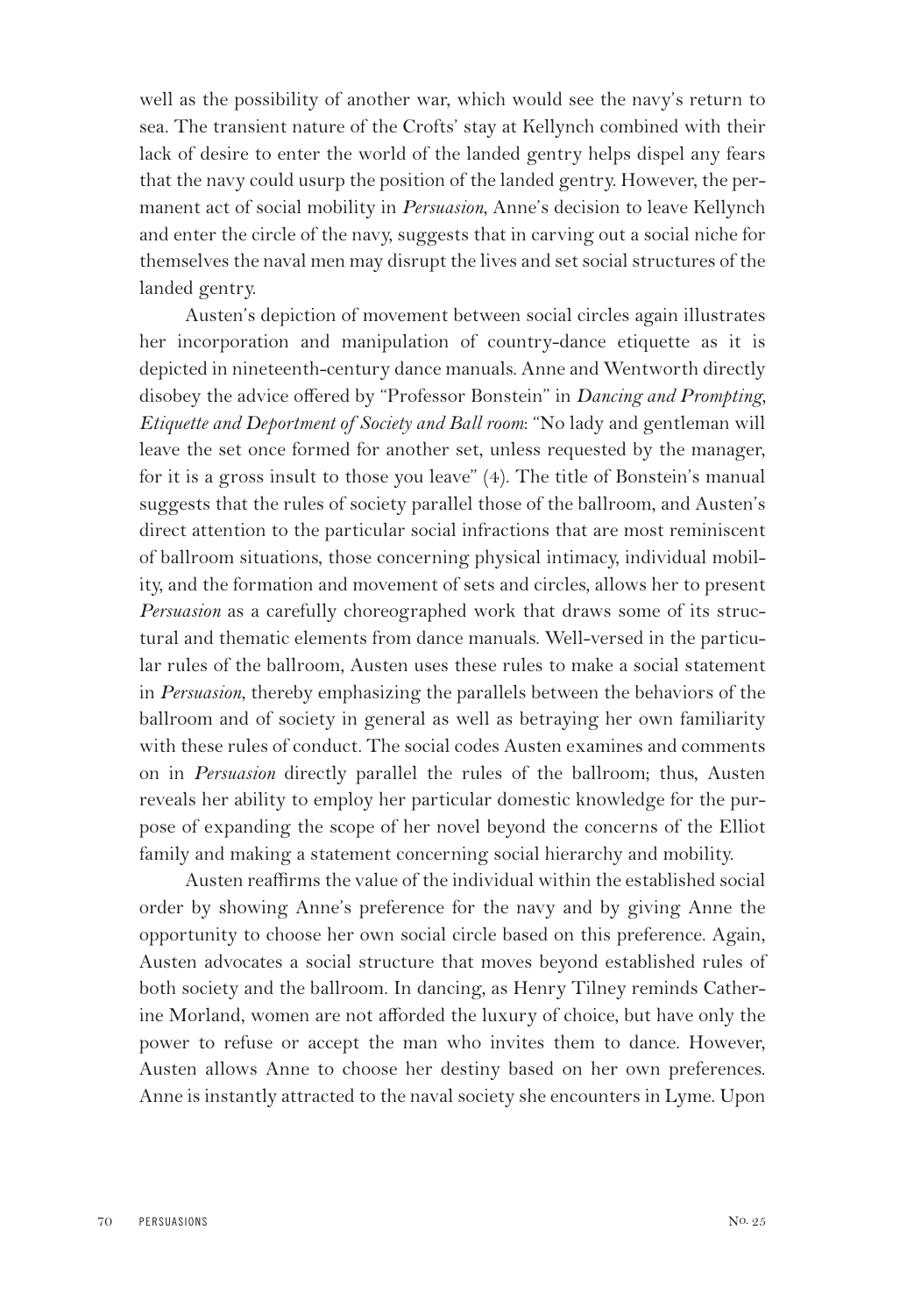well as the possibility of another war, which would see the navy's return to sea. The transient nature of the Crofts' stay at Kellynch combined with their lack of desire to enter the world of the landed gentry helps dispel any fears that the navy could usurp the position of the landed gentry. However, the permanent act of social mobility in *Persuasion*, Anne's decision to leave Kellynch and enter the circle of the navy, suggests that in carving out a social niche for themselves the naval men may disrupt the lives and set social structures of the landed gentry.

Austen's depiction of movement between social circles again illustrates her incorporation and manipulation of country-dance etiquette as it is depicted in nineteenth-century dance manuals. Anne and Wentworth directly disobey the advice offered by "Professor Bonstein" in *Dancing and Prompting, Etiquette and Deportment of Society and Ball room*: "No lady and gentleman will leave the set once formed for another set, unless requested by the manager, for it is a gross insult to those you leave" (4). The title of Bonstein's manual suggests that the rules of society parallel those of the ballroom, and Austen's direct attention to the particular social infractions that are most reminiscent of ballroom situations, those concerning physical intimacy, individual mobility, and the formation and movement of sets and circles, allows her to present *Persuasion* as a carefully choreographed work that draws some of its structural and thematic elements from dance manuals. Well-versed in the particular rules of the ballroom, Austen uses these rules to make a social statement in *Persuasion*, thereby emphasizing the parallels between the behaviors of the ballroom and of society in general as well as betraying her own familiarity with these rules of conduct. The social codes Austen examines and comments on in *Persuasion* directly parallel the rules of the ballroom; thus, Austen reveals her ability to employ her particular domestic knowledge for the purpose of expanding the scope of her novel beyond the concerns of the Elliot family and making a statement concerning social hierarchy and mobility.

Austen reaffirms the value of the individual within the established social order by showing Anne's preference for the navy and by giving Anne the opportunity to choose her own social circle based on this preference. Again, Austen advocates a social structure that moves beyond established rules of both society and the ballroom. In dancing, as Henry Tilney reminds Catherine Morland, women are not afforded the luxury of choice, but have only the power to refuse or accept the man who invites them to dance. However, Austen allows Anne to choose her destiny based on her own preferences. Anne is instantly attracted to the naval society she encounters in Lyme. Upon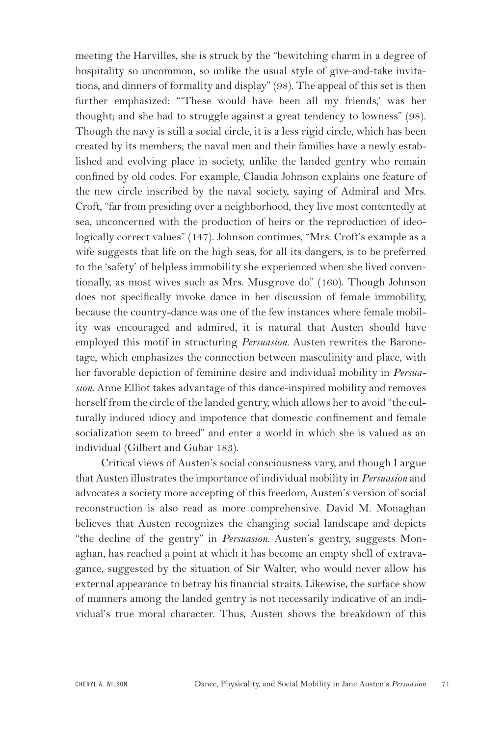meeting the Harvilles, she is struck by the "bewitching charm in a degree of hospitality so uncommon, so unlike the usual style of give-and-take invitations, and dinners of formality and display" (98). The appeal of this set is then further emphasized: "'These would have been all my friends,' was her thought; and she had to struggle against a great tendency to lowness" (98). Though the navy is still a social circle, it is a less rigid circle, which has been created by its members; the naval men and their families have a newly established and evolving place in society, unlike the landed gentry who remain confined by old codes. For example, Claudia Johnson explains one feature of the new circle inscribed by the naval society, saying of Admiral and Mrs. Croft, "far from presiding over a neighborhood, they live most contentedly at sea, unconcerned with the production of heirs or the reproduction of ideologically correct values" (147). Johnson continues, "Mrs. Croft's example as a wife suggests that life on the high seas, for all its dangers, is to be preferred to the 'safety' of helpless immobility she experienced when she lived conventionally, as most wives such as Mrs. Musgrove do" (160). Though Johnson does not specifically invoke dance in her discussion of female immobility, because the country-dance was one of the few instances where female mobility was encouraged and admired, it is natural that Austen should have employed this motif in structuring *Persuasion*. Austen rewrites the Baronetage, which emphasizes the connection between masculinity and place, with her favorable depiction of feminine desire and individual mobility in *Persuasion*. Anne Elliot takes advantage of this dance-inspired mobility and removes herself from the circle of the landed gentry, which allows her to avoid "the culturally induced idiocy and impotence that domestic confinement and female socialization seem to breed" and enter a world in which she is valued as an individual (Gilbert and Gubar 183).

Critical views of Austen's social consciousness vary, and though I argue that Austen illustrates the importance of individual mobility in *Persuasion* and advocates a society more accepting of this freedom, Austen's version of social reconstruction is also read as more comprehensive. David M. Monaghan believes that Austen recognizes the changing social landscape and depicts "the decline of the gentry" in *Persuasion*. Austen's gentry, suggests Monaghan, has reached a point at which it has become an empty shell of extravagance, suggested by the situation of Sir Walter, who would never allow his external appearance to betray his financial straits. Likewise, the surface show of manners among the landed gentry is not necessarily indicative of an individual's true moral character. Thus, Austen shows the breakdown of this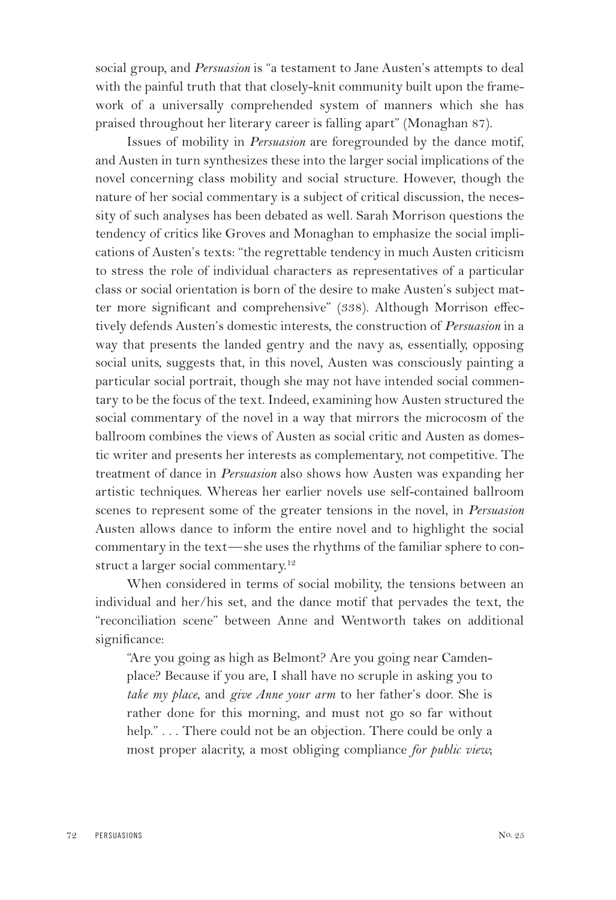social group, and *Persuasion* is "a testament to Jane Austen's attempts to deal with the painful truth that that closely-knit community built upon the framework of a universally comprehended system of manners which she has praised throughout her literary career is falling apart" (Monaghan 87).

Issues of mobility in *Persuasion* are foregrounded by the dance motif, and Austen in turn synthesizes these into the larger social implications of the novel concerning class mobility and social structure. However, though the nature of her social commentary is a subject of critical discussion, the necessity of such analyses has been debated as well. Sarah Morrison questions the tendency of critics like Groves and Monaghan to emphasize the social implications of Austen's texts: "the regrettable tendency in much Austen criticism to stress the role of individual characters as representatives of a particular class or social orientation is born of the desire to make Austen's subject matter more significant and comprehensive" (338). Although Morrison effectively defends Austen's domestic interests, the construction of *Persuasion* in a way that presents the landed gentry and the navy as, essentially, opposing social units, suggests that, in this novel, Austen was consciously painting a particular social portrait, though she may not have intended social commentary to be the focus of the text. Indeed, examining how Austen structured the social commentary of the novel in a way that mirrors the microcosm of the ballroom combines the views of Austen as social critic and Austen as domestic writer and presents her interests as complementary, not competitive. The treatment of dance in *Persuasion* also shows how Austen was expanding her artistic techniques. Whereas her earlier novels use self-contained ballroom scenes to represent some of the greater tensions in the novel, in *Persuasion* Austen allows dance to inform the entire novel and to highlight the social commentary in the text—she uses the rhythms of the familiar sphere to construct a larger social commentary.[12]

When considered in terms of social mobility, the tensions between an individual and her/his set, and the dance motif that pervades the text, the "reconciliation scene" between Anne and Wentworth takes on additional significance:

> "Are you going as high as Belmont? Are you going near Camden-place? Because if you are, I shall have no scruple in asking you to *take my place*, and *give Anne your arm* to her father's door. She is rather done for this morning, and must not go so far without help." . . . There could not be an objection. There could be only a most proper alacrity, a most obliging compliance *for public view*;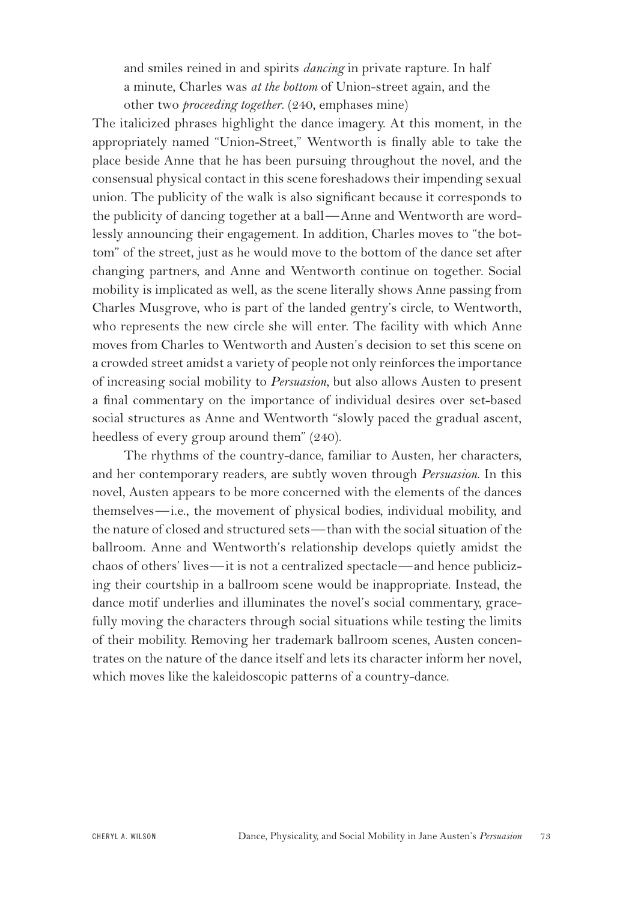> and smiles reined in and spirits *dancing* in private rapture. In half a minute, Charles was *at the bottom* of Union-street again, and the other two *proceeding together*. (240, emphases mine)

The italicized phrases highlight the dance imagery. At this moment, in the appropriately named "Union-Street," Wentworth is finally able to take the place beside Anne that he has been pursuing throughout the novel, and the consensual physical contact in this scene foreshadows their impending sexual union. The publicity of the walk is also significant because it corresponds to the publicity of dancing together at a ball—Anne and Wentworth are wordlessly announcing their engagement. In addition, Charles moves to "the bottom" of the street, just as he would move to the bottom of the dance set after changing partners, and Anne and Wentworth continue on together. Social mobility is implicated as well, as the scene literally shows Anne passing from Charles Musgrove, who is part of the landed gentry's circle, to Wentworth, who represents the new circle she will enter. The facility with which Anne moves from Charles to Wentworth and Austen's decision to set this scene on a crowded street amidst a variety of people not only reinforces the importance of increasing social mobility to *Persuasion*, but also allows Austen to present a final commentary on the importance of individual desires over set-based social structures as Anne and Wentworth "slowly paced the gradual ascent, heedless of every group around them" (240).

The rhythms of the country-dance, familiar to Austen, her characters, and her contemporary readers, are subtly woven through *Persuasion*. In this novel, Austen appears to be more concerned with the elements of the dances themselves—i.e., the movement of physical bodies, individual mobility, and the nature of closed and structured sets—than with the social situation of the ballroom. Anne and Wentworth's relationship develops quietly amidst the chaos of others' lives—it is not a centralized spectacle—and hence publicizing their courtship in a ballroom scene would be inappropriate. Instead, the dance motif underlies and illuminates the novel's social commentary, gracefully moving the characters through social situations while testing the limits of their mobility. Removing her trademark ballroom scenes, Austen concentrates on the nature of the dance itself and lets its character inform her novel, which moves like the kaleidoscopic patterns of a country-dance.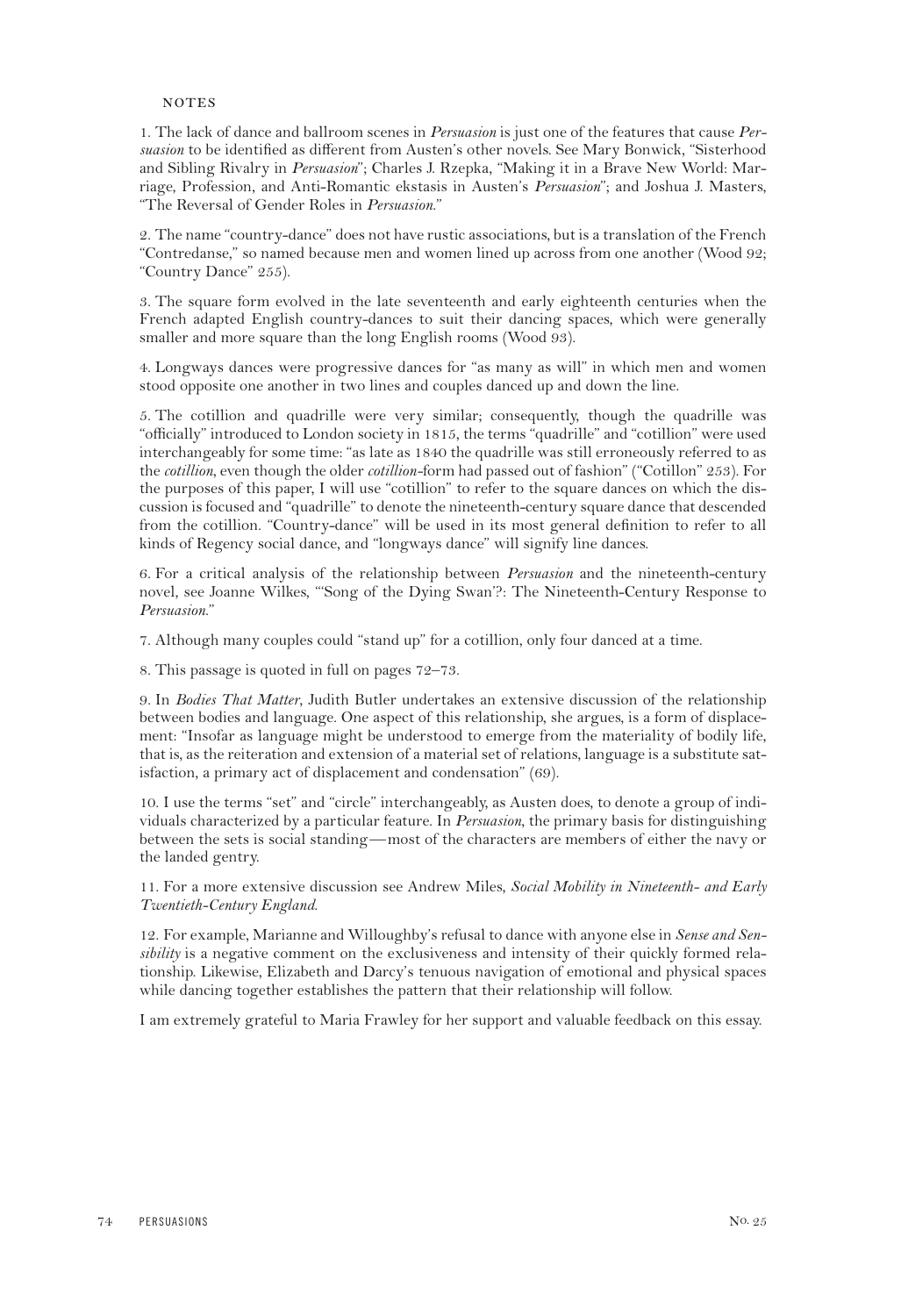## NOTES

1. The lack of dance and ballroom scenes in *Persuasion* is just one of the features that cause *Persuasion* to be identified as different from Austen's other novels. See Mary Bonwick, "Sisterhood and Sibling Rivalry in *Persuasion*"; Charles J. Rzepka, "Making it in a Brave New World: Marriage, Profession, and Anti-Romantic ekstasis in Austen's *Persuasion*"; and Joshua J. Masters, "The Reversal of Gender Roles in *Persuasion*."

2. The name "country-dance" does not have rustic associations, but is a translation of the French "Contredanse," so named because men and women lined up across from one another (Wood 92; "Country Dance" 255).

3. The square form evolved in the late seventeenth and early eighteenth centuries when the French adapted English country-dances to suit their dancing spaces, which were generally smaller and more square than the long English rooms (Wood 93).

4. Longways dances were progressive dances for "as many as will" in which men and women stood opposite one another in two lines and couples danced up and down the line.

5. The cotillion and quadrille were very similar; consequently, though the quadrille was "officially" introduced to London society in 1815, the terms "quadrille" and "cotillion" were used interchangeably for some time: "as late as 1840 the quadrille was still erroneously referred to as the *cotillion*, even though the older *cotillion*-form had passed out of fashion" ("Cotillon" 253). For the purposes of this paper, I will use "cotillion" to refer to the square dances on which the discussion is focused and "quadrille" to denote the nineteenth-century square dance that descended from the cotillion. "Country-dance" will be used in its most general definition to refer to all kinds of Regency social dance, and "longways dance" will signify line dances.

6. For a critical analysis of the relationship between *Persuasion* and the nineteenth-century novel, see Joanne Wilkes, "'Song of the Dying Swan'?: The Nineteenth-Century Response to *Persuasion*."

7. Although many couples could "stand up" for a cotillion, only four danced at a time.

8. This passage is quoted in full on pages 72–73.

9. In *Bodies That Matter*, Judith Butler undertakes an extensive discussion of the relationship between bodies and language. One aspect of this relationship, she argues, is a form of displacement: "Insofar as language might be understood to emerge from the materiality of bodily life, that is, as the reiteration and extension of a material set of relations, language is a substitute satisfaction, a primary act of displacement and condensation" (69).

10. I use the terms "set" and "circle" interchangeably, as Austen does, to denote a group of individuals characterized by a particular feature. In *Persuasion*, the primary basis for distinguishing between the sets is social standing—most of the characters are members of either the navy or the landed gentry.

11. For a more extensive discussion see Andrew Miles, *Social Mobility in Nineteenth- and Early Twentieth-Century England*.

12. For example, Marianne and Willoughby's refusal to dance with anyone else in *Sense and Sensibility* is a negative comment on the exclusiveness and intensity of their quickly formed relationship. Likewise, Elizabeth and Darcy's tenuous navigation of emotional and physical spaces while dancing together establishes the pattern that their relationship will follow.

I am extremely grateful to Maria Frawley for her support and valuable feedback on this essay.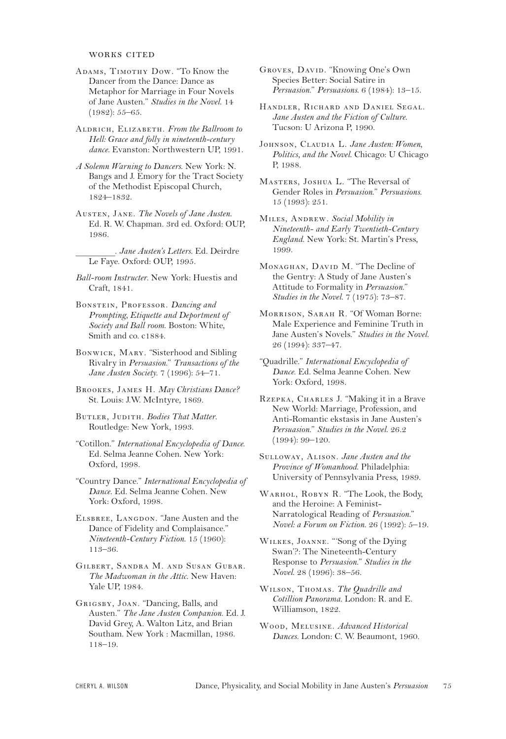## Works Cited

Adams, Timothy Dow. "To Know the Dancer from the Dance: Dance as Metaphor for Marriage in Four Novels of Jane Austen." *Studies in the Novel.* 14 (1982): 55–65.

Aldrich, Elizabeth. *From the Ballroom to Hell: Grace and folly in nineteenth-century dance.* Evanston: Northwestern UP, 1991.

*A Solemn Warning to Dancers.* New York: N. Bangs and J. Emory for the Tract Society of the Methodist Episcopal Church, 1824–1832.

Austen, Jane. *The Novels of Jane Austen.* Ed. R. W. Chapman. 3rd ed. Oxford: OUP, 1986.

\_\_\_\_\_\_\_\_. *Jane Austen's Letters.* Ed. Deirdre Le Faye. Oxford: OUP, 1995.

*Ball-room Instructer.* New York: Huestis and Craft, 1841.

Bonstein, Professor. *Dancing and Prompting, Etiquette and Deportment of Society and Ball room.* Boston: White, Smith and co. c1884.

Bonwick, Mary. "Sisterhood and Sibling Rivalry in *Persuasion.*" *Transactions of the Jane Austen Society.* 7 (1996): 54–71.

Brookes, James H. *May Christians Dance?* St. Louis: J.W. McIntyre, 1869.

Butler, Judith. *Bodies That Matter.* Routledge: New York, 1993.

"Cotillon." *International Encyclopedia of Dance.* Ed. Selma Jeanne Cohen. New York: Oxford, 1998.

"Country Dance." *International Encyclopedia of Dance.* Ed. Selma Jeanne Cohen. New York: Oxford, 1998.

Elsbree, Langdon. "Jane Austen and the Dance of Fidelity and Complaisance." *Nineteenth-Century Fiction.* 15 (1960): 113–36.

Gilbert, Sandra M. and Susan Gubar. *The Madwoman in the Attic.* New Haven: Yale UP, 1984.

Grigsby, Joan. "Dancing, Balls, and Austen." *The Jane Austen Companion.* Ed. J. David Grey, A. Walton Litz, and Brian Southam. New York : Macmillan, 1986. 118–19.

Groves, David. "Knowing One's Own Species Better: Social Satire in *Persuasion.*" *Persuasions.* 6 (1984): 13–15.

Handler, Richard and Daniel Segal. *Jane Austen and the Fiction of Culture.* Tucson: U Arizona P, 1990.

Johnson, Claudia L. *Jane Austen: Women, Politics, and the Novel.* Chicago: U Chicago P, 1988.

Masters, Joshua L. "The Reversal of Gender Roles in *Persuasion.*" *Persuasions.* 15 (1993): 251.

Miles, Andrew. *Social Mobility in Nineteenth- and Early Twentieth-Century England.* New York: St. Martin's Press, 1999.

Monaghan, David M. "The Decline of the Gentry: A Study of Jane Austen's Attitude to Formality in *Persuasion.*" *Studies in the Novel.* 7 (1975): 73–87.

Morrison, Sarah R. "Of Woman Borne: Male Experience and Feminine Truth in Jane Austen's Novels." *Studies in the Novel.* 26 (1994): 337–47.

"Quadrille." *International Encyclopedia of Dance.* Ed. Selma Jeanne Cohen. New York: Oxford, 1998.

Rzepka, Charles J. "Making it in a Brave New World: Marriage, Profession, and Anti-Romantic ekstasis in Jane Austen's *Persuasion.*" *Studies in the Novel.* 26.2 (1994): 99–120.

Sulloway, Alison. *Jane Austen and the Province of Womanhood.* Philadelphia: University of Pennsylvania Press, 1989.

Warhol, Robyn R. "The Look, the Body, and the Heroine: A Feminist-Narratological Reading of *Persuasion.*" *Novel: a Forum on Fiction.* 26 (1992): 5–19.

Wilkes, Joanne. "'Song of the Dying Swan'?: The Nineteenth-Century Response to *Persuasion.*" *Studies in the Novel.* 28 (1996): 38–56.

Wilson, Thomas. *The Quadrille and Cotillion Panorama.* London: R. and E. Williamson, 1822.

Wood, Melusine. *Advanced Historical Dances.* London: C. W. Beaumont, 1960.